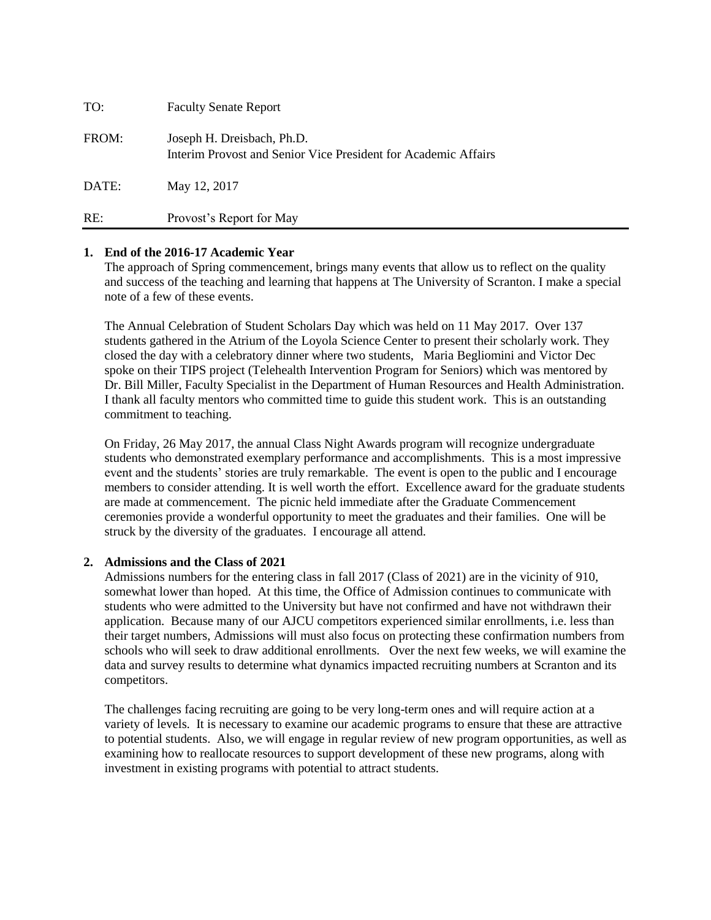| | |
|---|---|
| TO: | Faculty Senate Report |
| FROM: | Joseph H. Dreisbach, Ph.D.<br>Interim Provost and Senior Vice President for Academic Affairs |
| DATE: | May 12, 2017 |
| RE: | Provost's Report for May |

**1. End of the 2016-17 Academic Year**

The approach of Spring commencement, brings many events that allow us to reflect on the quality and success of the teaching and learning that happens at The University of Scranton. I make a special note of a few of these events.

The Annual Celebration of Student Scholars Day which was held on 11 May 2017. Over 137 students gathered in the Atrium of the Loyola Science Center to present their scholarly work. They closed the day with a celebratory dinner where two students, Maria Begliomini and Victor Dec spoke on their TIPS project (Telehealth Intervention Program for Seniors) which was mentored by Dr. Bill Miller, Faculty Specialist in the Department of Human Resources and Health Administration. I thank all faculty mentors who committed time to guide this student work. This is an outstanding commitment to teaching.

On Friday, 26 May 2017, the annual Class Night Awards program will recognize undergraduate students who demonstrated exemplary performance and accomplishments. This is a most impressive event and the students' stories are truly remarkable. The event is open to the public and I encourage members to consider attending. It is well worth the effort. Excellence award for the graduate students are made at commencement. The picnic held immediate after the Graduate Commencement ceremonies provide a wonderful opportunity to meet the graduates and their families. One will be struck by the diversity of the graduates. I encourage all attend.

**2. Admissions and the Class of 2021**

Admissions numbers for the entering class in fall 2017 (Class of 2021) are in the vicinity of 910, somewhat lower than hoped. At this time, the Office of Admission continues to communicate with students who were admitted to the University but have not confirmed and have not withdrawn their application. Because many of our AJCU competitors experienced similar enrollments, i.e. less than their target numbers, Admissions will must also focus on protecting these confirmation numbers from schools who will seek to draw additional enrollments. Over the next few weeks, we will examine the data and survey results to determine what dynamics impacted recruiting numbers at Scranton and its competitors.

The challenges facing recruiting are going to be very long-term ones and will require action at a variety of levels. It is necessary to examine our academic programs to ensure that these are attractive to potential students. Also, we will engage in regular review of new program opportunities, as well as examining how to reallocate resources to support development of these new programs, along with investment in existing programs with potential to attract students.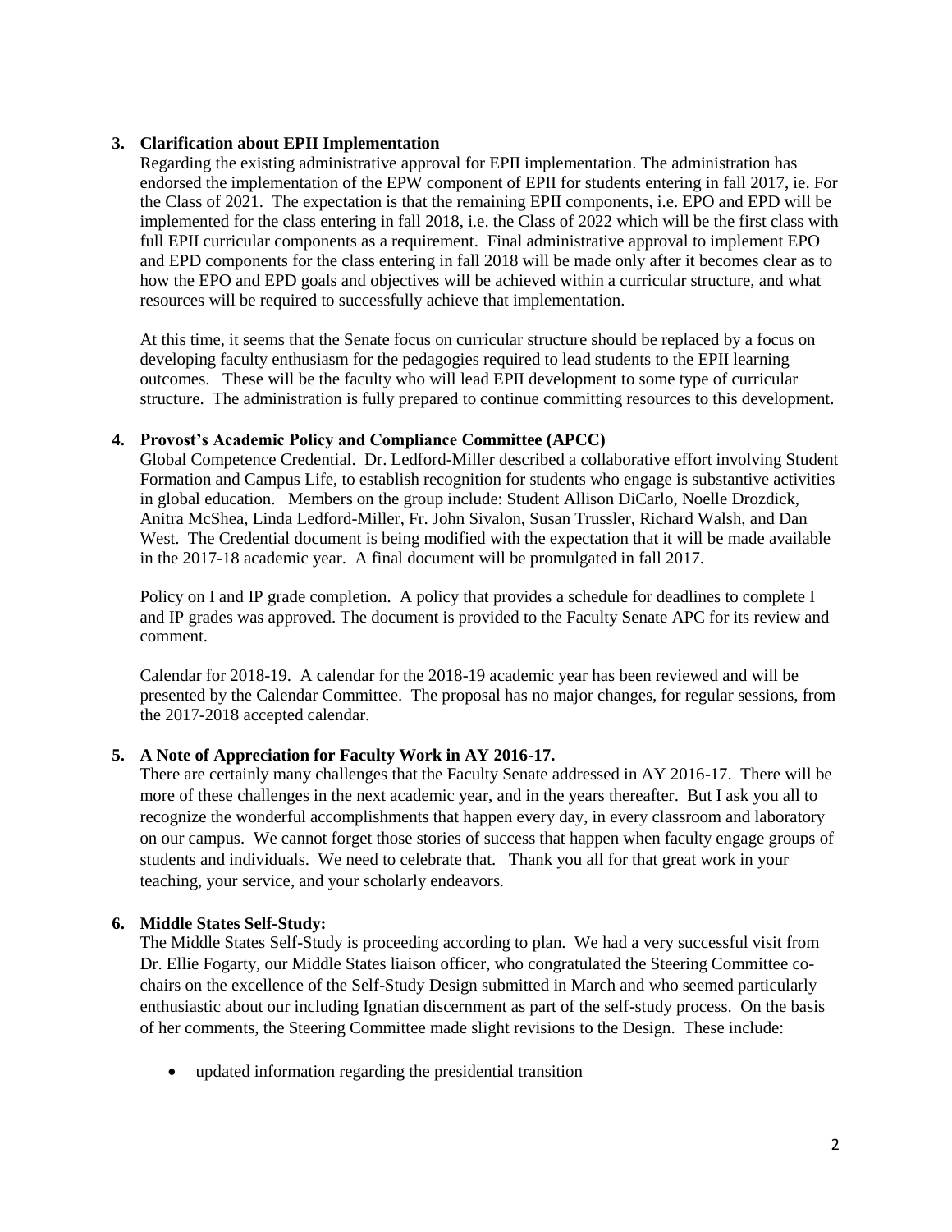3. **Clarification about EPII Implementation**

Regarding the existing administrative approval for EPII implementation. The administration has endorsed the implementation of the EPW component of EPII for students entering in fall 2017, ie. For the Class of 2021. The expectation is that the remaining EPII components, i.e. EPO and EPD will be implemented for the class entering in fall 2018, i.e. the Class of 2022 which will be the first class with full EPII curricular components as a requirement. Final administrative approval to implement EPO and EPD components for the class entering in fall 2018 will be made only after it becomes clear as to how the EPO and EPD goals and objectives will be achieved within a curricular structure, and what resources will be required to successfully achieve that implementation.

At this time, it seems that the Senate focus on curricular structure should be replaced by a focus on developing faculty enthusiasm for the pedagogies required to lead students to the EPII learning outcomes. These will be the faculty who will lead EPII development to some type of curricular structure. The administration is fully prepared to continue committing resources to this development.

4. **Provost's Academic Policy and Compliance Committee (APCC)**

Global Competence Credential. Dr. Ledford-Miller described a collaborative effort involving Student Formation and Campus Life, to establish recognition for students who engage is substantive activities in global education. Members on the group include: Student Allison DiCarlo, Noelle Drozdick, Anitra McShea, Linda Ledford-Miller, Fr. John Sivalon, Susan Trussler, Richard Walsh, and Dan West. The Credential document is being modified with the expectation that it will be made available in the 2017-18 academic year. A final document will be promulgated in fall 2017.

Policy on I and IP grade completion. A policy that provides a schedule for deadlines to complete I and IP grades was approved. The document is provided to the Faculty Senate APC for its review and comment.

Calendar for 2018-19. A calendar for the 2018-19 academic year has been reviewed and will be presented by the Calendar Committee. The proposal has no major changes, for regular sessions, from the 2017-2018 accepted calendar.

5. **A Note of Appreciation for Faculty Work in AY 2016-17.**

There are certainly many challenges that the Faculty Senate addressed in AY 2016-17. There will be more of these challenges in the next academic year, and in the years thereafter. But I ask you all to recognize the wonderful accomplishments that happen every day, in every classroom and laboratory on our campus. We cannot forget those stories of success that happen when faculty engage groups of students and individuals. We need to celebrate that. Thank you all for that great work in your teaching, your service, and your scholarly endeavors.

6. **Middle States Self-Study:**

The Middle States Self-Study is proceeding according to plan. We had a very successful visit from Dr. Ellie Fogarty, our Middle States liaison officer, who congratulated the Steering Committee co-chairs on the excellence of the Self-Study Design submitted in March and who seemed particularly enthusiastic about our including Ignatian discernment as part of the self-study process. On the basis of her comments, the Steering Committee made slight revisions to the Design. These include:

- updated information regarding the presidential transition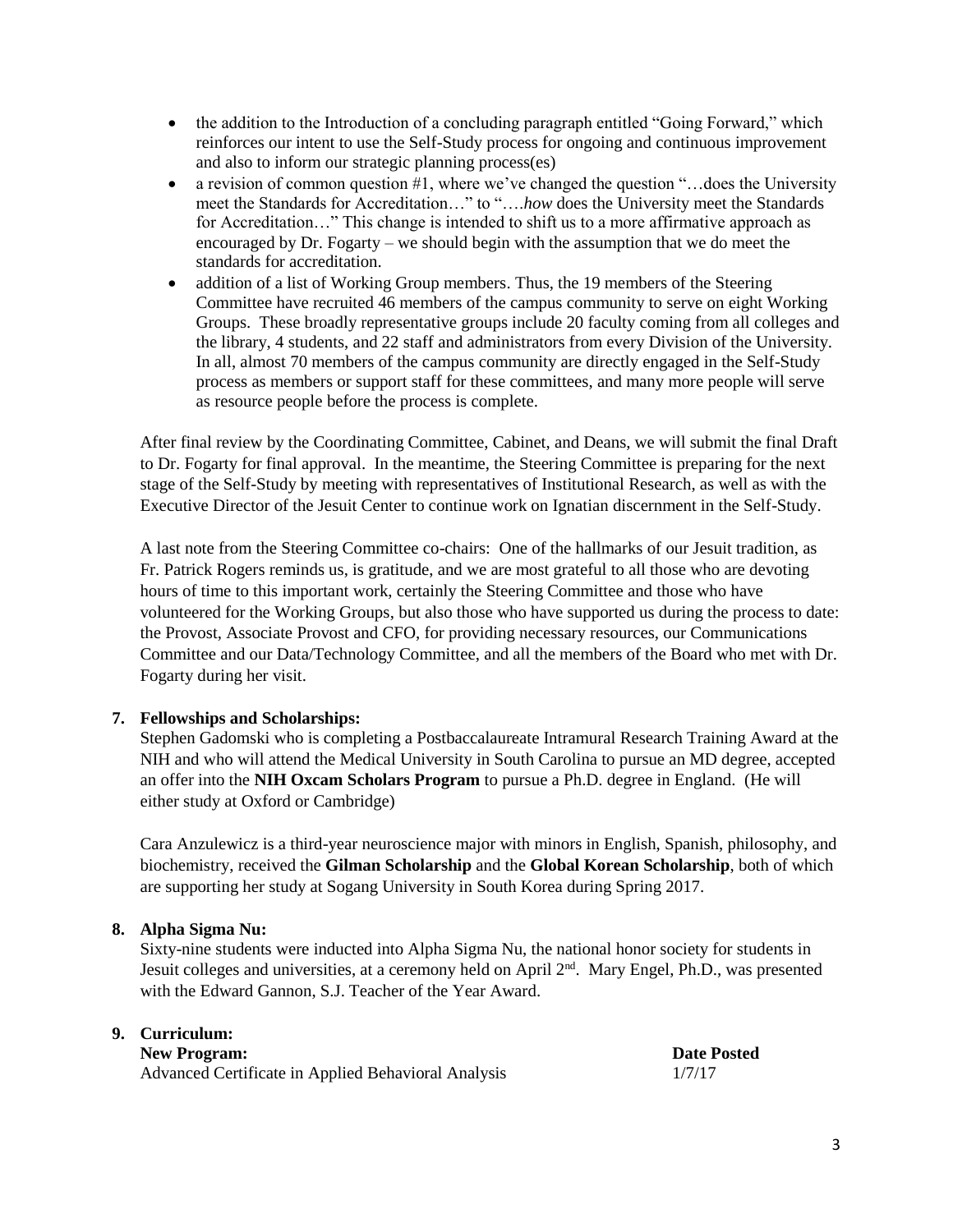- the addition to the Introduction of a concluding paragraph entitled "Going Forward," which reinforces our intent to use the Self-Study process for ongoing and continuous improvement and also to inform our strategic planning process(es)
- a revision of common question #1, where we've changed the question "…does the University meet the Standards for Accreditation…" to "….*how* does the University meet the Standards for Accreditation…" This change is intended to shift us to a more affirmative approach as encouraged by Dr. Fogarty – we should begin with the assumption that we do meet the standards for accreditation.
- addition of a list of Working Group members. Thus, the 19 members of the Steering Committee have recruited 46 members of the campus community to serve on eight Working Groups. These broadly representative groups include 20 faculty coming from all colleges and the library, 4 students, and 22 staff and administrators from every Division of the University. In all, almost 70 members of the campus community are directly engaged in the Self-Study process as members or support staff for these committees, and many more people will serve as resource people before the process is complete.

After final review by the Coordinating Committee, Cabinet, and Deans, we will submit the final Draft to Dr. Fogarty for final approval. In the meantime, the Steering Committee is preparing for the next stage of the Self-Study by meeting with representatives of Institutional Research, as well as with the Executive Director of the Jesuit Center to continue work on Ignatian discernment in the Self-Study.

A last note from the Steering Committee co-chairs: One of the hallmarks of our Jesuit tradition, as Fr. Patrick Rogers reminds us, is gratitude, and we are most grateful to all those who are devoting hours of time to this important work, certainly the Steering Committee and those who have volunteered for the Working Groups, but also those who have supported us during the process to date: the Provost, Associate Provost and CFO, for providing necessary resources, our Communications Committee and our Data/Technology Committee, and all the members of the Board who met with Dr. Fogarty during her visit.

**7. Fellowships and Scholarships:**

Stephen Gadomski who is completing a Postbaccalaureate Intramural Research Training Award at the NIH and who will attend the Medical University in South Carolina to pursue an MD degree, accepted an offer into the **NIH Oxcam Scholars Program** to pursue a Ph.D. degree in England. (He will either study at Oxford or Cambridge)

Cara Anzulewicz is a third-year neuroscience major with minors in English, Spanish, philosophy, and biochemistry, received the **Gilman Scholarship** and the **Global Korean Scholarship**, both of which are supporting her study at Sogang University in South Korea during Spring 2017.

**8. Alpha Sigma Nu:**

Sixty-nine students were inducted into Alpha Sigma Nu, the national honor society for students in Jesuit colleges and universities, at a ceremony held on April 2nd. Mary Engel, Ph.D., was presented with the Edward Gannon, S.J. Teacher of the Year Award.

**9. Curriculum:**

| **New Program:** | **Date Posted** |
|---|---|
| Advanced Certificate in Applied Behavioral Analysis | 1/7/17 |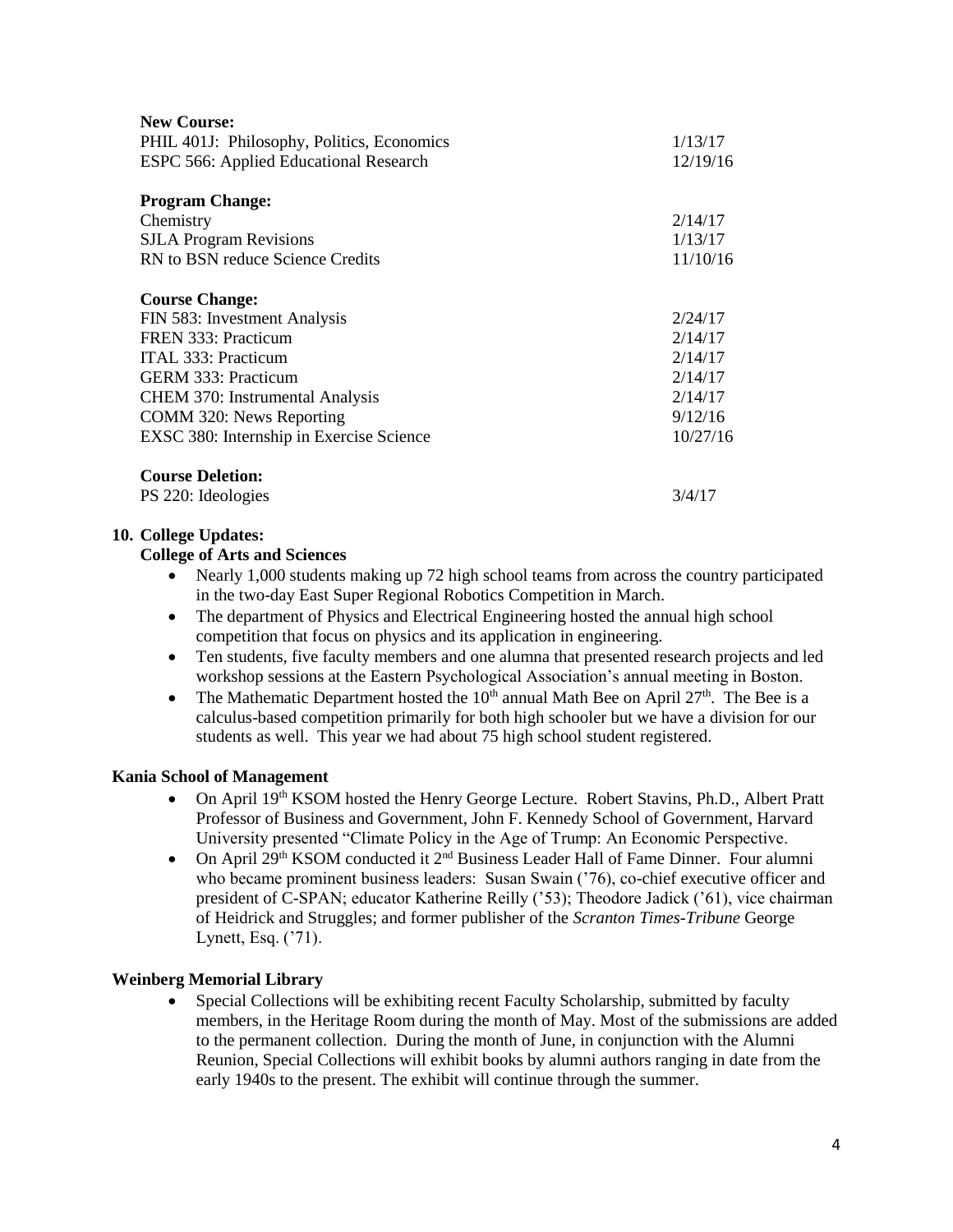| | |
|---|---|
| **New Course:** | |
| PHIL 401J: Philosophy, Politics, Economics | 1/13/17 |
| ESPC 566: Applied Educational Research | 12/19/16 |
| | |
| **Program Change:** | |
| Chemistry | 2/14/17 |
| SJLA Program Revisions | 1/13/17 |
| RN to BSN reduce Science Credits | 11/10/16 |
| | |
| **Course Change:** | |
| FIN 583: Investment Analysis | 2/24/17 |
| FREN 333: Practicum | 2/14/17 |
| ITAL 333: Practicum | 2/14/17 |
| GERM 333: Practicum | 2/14/17 |
| CHEM 370: Instrumental Analysis | 2/14/17 |
| COMM 320: News Reporting | 9/12/16 |
| EXSC 380: Internship in Exercise Science | 10/27/16 |
| | |
| **Course Deletion:** | |
| PS 220: Ideologies | 3/4/17 |

**10. College Updates:**

**College of Arts and Sciences**

- Nearly 1,000 students making up 72 high school teams from across the country participated in the two-day East Super Regional Robotics Competition in March.
- The department of Physics and Electrical Engineering hosted the annual high school competition that focus on physics and its application in engineering.
- Ten students, five faculty members and one alumna that presented research projects and led workshop sessions at the Eastern Psychological Association's annual meeting in Boston.
- The Mathematic Department hosted the 10th annual Math Bee on April 27th. The Bee is a calculus-based competition primarily for both high schooler but we have a division for our students as well. This year we had about 75 high school student registered.

**Kania School of Management**

- On April 19th KSOM hosted the Henry George Lecture. Robert Stavins, Ph.D., Albert Pratt Professor of Business and Government, John F. Kennedy School of Government, Harvard University presented "Climate Policy in the Age of Trump: An Economic Perspective.
- On April 29th KSOM conducted it 2nd Business Leader Hall of Fame Dinner. Four alumni who became prominent business leaders: Susan Swain ('76), co-chief executive officer and president of C-SPAN; educator Katherine Reilly ('53); Theodore Jadick ('61), vice chairman of Heidrick and Struggles; and former publisher of the *Scranton Times-Tribune* George Lynett, Esq. ('71).

**Weinberg Memorial Library**

- Special Collections will be exhibiting recent Faculty Scholarship, submitted by faculty members, in the Heritage Room during the month of May. Most of the submissions are added to the permanent collection. During the month of June, in conjunction with the Alumni Reunion, Special Collections will exhibit books by alumni authors ranging in date from the early 1940s to the present. The exhibit will continue through the summer.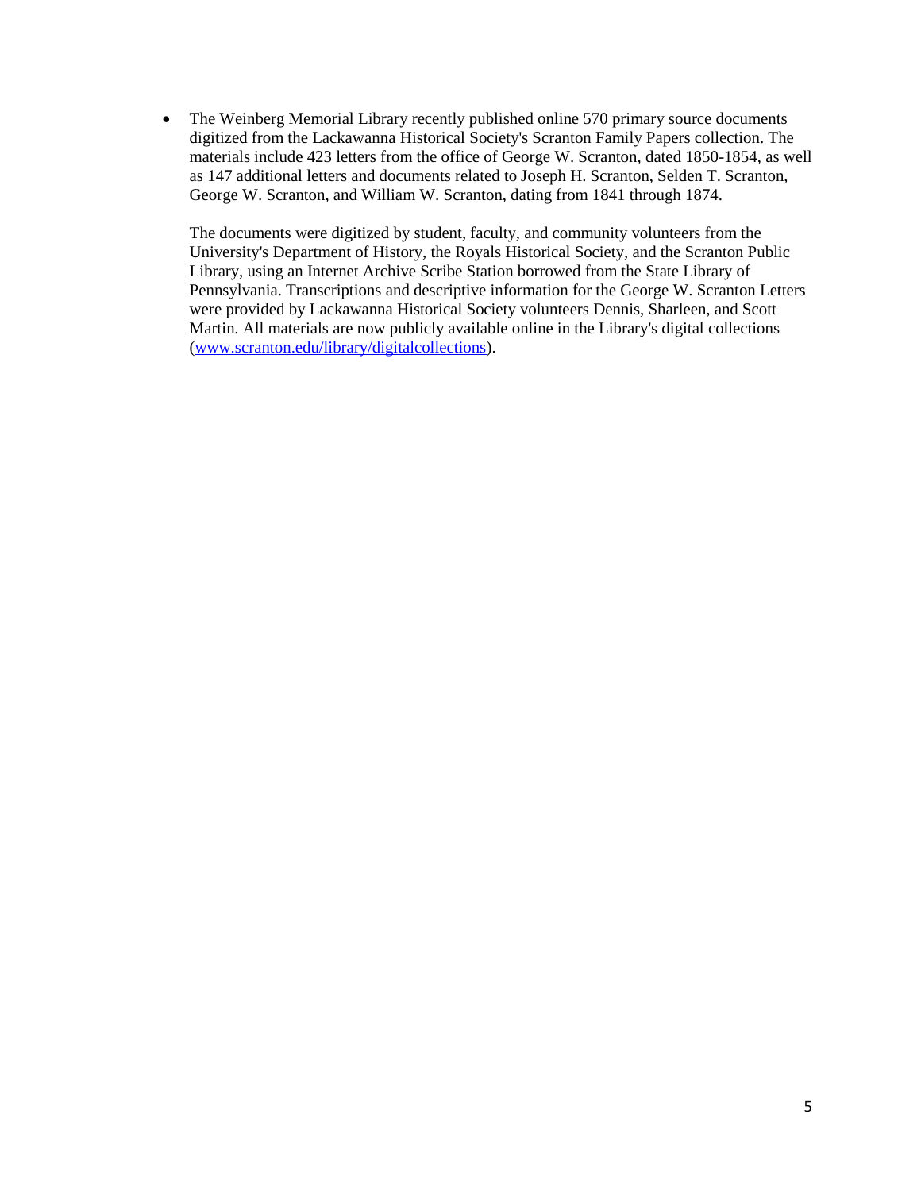- The Weinberg Memorial Library recently published online 570 primary source documents digitized from the Lackawanna Historical Society's Scranton Family Papers collection. The materials include 423 letters from the office of George W. Scranton, dated 1850-1854, as well as 147 additional letters and documents related to Joseph H. Scranton, Selden T. Scranton, George W. Scranton, and William W. Scranton, dating from 1841 through 1874.

  The documents were digitized by student, faculty, and community volunteers from the University's Department of History, the Royals Historical Society, and the Scranton Public Library, using an Internet Archive Scribe Station borrowed from the State Library of Pennsylvania. Transcriptions and descriptive information for the George W. Scranton Letters were provided by Lackawanna Historical Society volunteers Dennis, Sharleen, and Scott Martin. All materials are now publicly available online in the Library's digital collections (www.scranton.edu/library/digitalcollections).